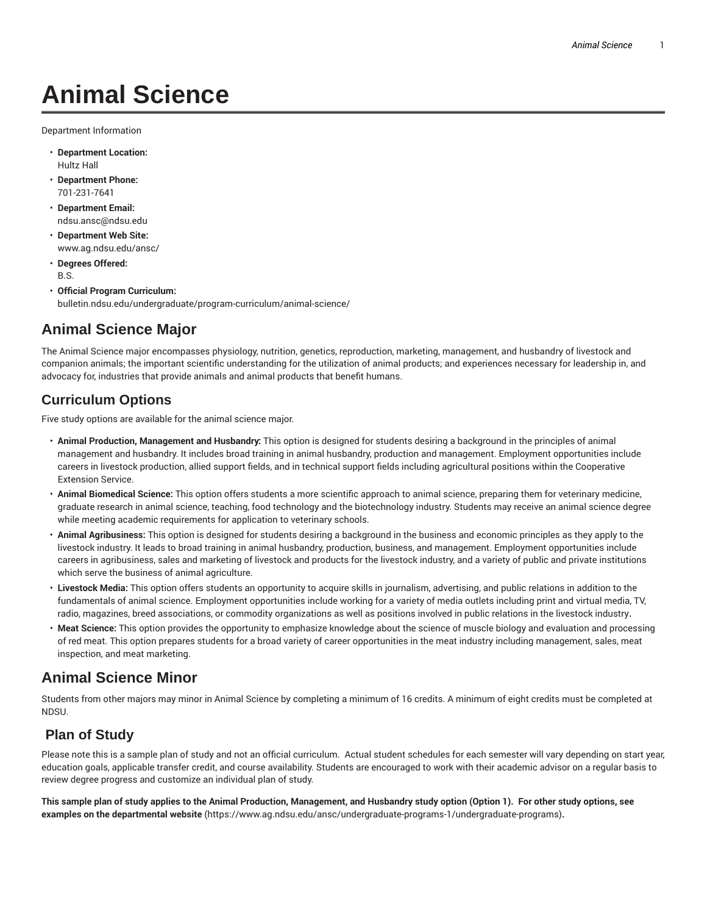# Animal Science

Department Information

- **Department Location:**
  Hultz Hall
- **Department Phone:**
  701-231-7641
- **Department Email:**
  ndsu.ansc@ndsu.edu
- **Department Web Site:**
  www.ag.ndsu.edu/ansc/
- **Degrees Offered:**
  B.S.
- **Official Program Curriculum:**
  bulletin.ndsu.edu/undergraduate/program-curriculum/animal-science/

## Animal Science Major

The Animal Science major encompasses physiology, nutrition, genetics, reproduction, marketing, management, and husbandry of livestock and companion animals; the important scientific understanding for the utilization of animal products; and experiences necessary for leadership in, and advocacy for, industries that provide animals and animal products that benefit humans.

## Curriculum Options

Five study options are available for the animal science major.

- **Animal Production, Management and Husbandry:** This option is designed for students desiring a background in the principles of animal management and husbandry. It includes broad training in animal husbandry, production and management. Employment opportunities include careers in livestock production, allied support fields, and in technical support fields including agricultural positions within the Cooperative Extension Service.
- **Animal Biomedical Science:** This option offers students a more scientific approach to animal science, preparing them for veterinary medicine, graduate research in animal science, teaching, food technology and the biotechnology industry. Students may receive an animal science degree while meeting academic requirements for application to veterinary schools.
- **Animal Agribusiness:** This option is designed for students desiring a background in the business and economic principles as they apply to the livestock industry. It leads to broad training in animal husbandry, production, business, and management. Employment opportunities include careers in agribusiness, sales and marketing of livestock and products for the livestock industry, and a variety of public and private institutions which serve the business of animal agriculture.
- **Livestock Media:** This option offers students an opportunity to acquire skills in journalism, advertising, and public relations in addition to the fundamentals of animal science. Employment opportunities include working for a variety of media outlets including print and virtual media, TV, radio, magazines, breed associations, or commodity organizations as well as positions involved in public relations in the livestock industry**.**
- **Meat Science:** This option provides the opportunity to emphasize knowledge about the science of muscle biology and evaluation and processing of red meat. This option prepares students for a broad variety of career opportunities in the meat industry including management, sales, meat inspection, and meat marketing.

## Animal Science Minor

Students from other majors may minor in Animal Science by completing a minimum of 16 credits. A minimum of eight credits must be completed at NDSU.

## Plan of Study

Please note this is a sample plan of study and not an official curriculum. Actual student schedules for each semester will vary depending on start year, education goals, applicable transfer credit, and course availability. Students are encouraged to work with their academic advisor on a regular basis to review degree progress and customize an individual plan of study.

**This sample plan of study applies to the Animal Production, Management, and Husbandry study option (Option 1). For other study options, see examples on the departmental website** (https://www.ag.ndsu.edu/ansc/undergraduate-programs-1/undergraduate-programs)**.**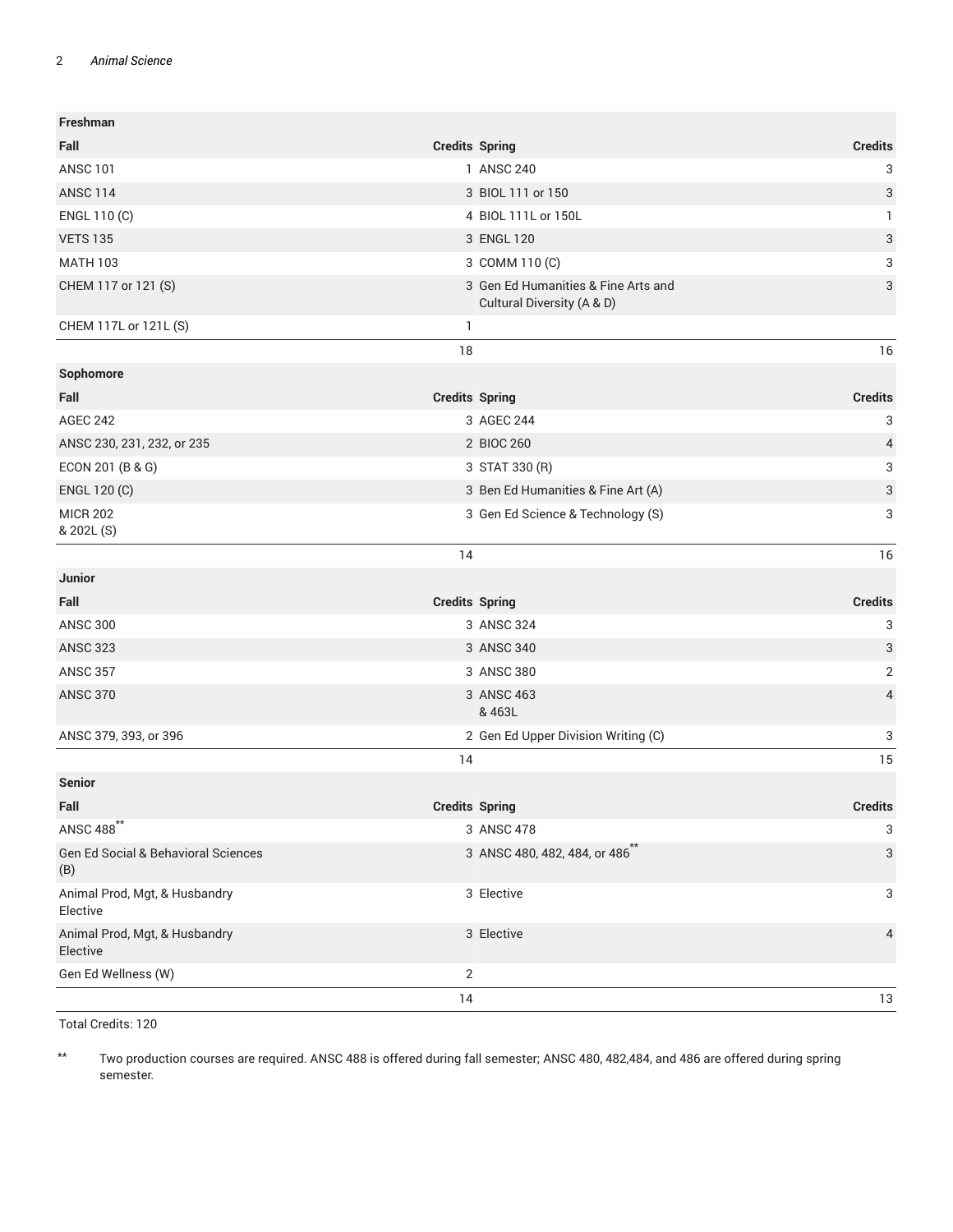| Freshman | | | |
|---|---|---|---|
| Fall | Credits | Spring | Credits |
| ANSC 101 | 1 | ANSC 240 | 3 |
| ANSC 114 | 3 | BIOL 111 or 150 | 3 |
| ENGL 110 (C) | 4 | BIOL 111L or 150L | 1 |
| VETS 135 | 3 | ENGL 120 | 3 |
| MATH 103 | 3 | COMM 110 (C) | 3 |
| CHEM 117 or 121 (S) | 3 | Gen Ed Humanities & Fine Arts and Cultural Diversity (A & D) | 3 |
| CHEM 117L or 121L (S) | 1 | | |
| | 18 | | 16 |
| **Sophomore** | | | |
| Fall | Credits | Spring | Credits |
| AGEC 242 | 3 | AGEC 244 | 3 |
| ANSC 230, 231, 232, or 235 | 2 | BIOC 260 | 4 |
| ECON 201 (B & G) | 3 | STAT 330 (R) | 3 |
| ENGL 120 (C) | 3 | Ben Ed Humanities & Fine Art (A) | 3 |
| MICR 202 & 202L (S) | 3 | Gen Ed Science & Technology (S) | 3 |
| | 14 | | 16 |
| **Junior** | | | |
| Fall | Credits | Spring | Credits |
| ANSC 300 | 3 | ANSC 324 | 3 |
| ANSC 323 | 3 | ANSC 340 | 3 |
| ANSC 357 | 3 | ANSC 380 | 2 |
| ANSC 370 | 3 | ANSC 463 & 463L | 4 |
| ANSC 379, 393, or 396 | 2 | Gen Ed Upper Division Writing (C) | 3 |
| | 14 | | 15 |
| **Senior** | | | |
| Fall | Credits | Spring | Credits |
| ANSC 488** | 3 | ANSC 478 | 3 |
| Gen Ed Social & Behavioral Sciences (B) | 3 | ANSC 480, 482, 484, or 486** | 3 |
| Animal Prod, Mgt, & Husbandry Elective | 3 | Elective | 3 |
| Animal Prod, Mgt, & Husbandry Elective | 3 | Elective | 4 |
| Gen Ed Wellness (W) | 2 | | |
| | 14 | | 13 |

Total Credits: 120

** Two production courses are required. ANSC 488 is offered during fall semester; ANSC 480, 482,484, and 486 are offered during spring semester.